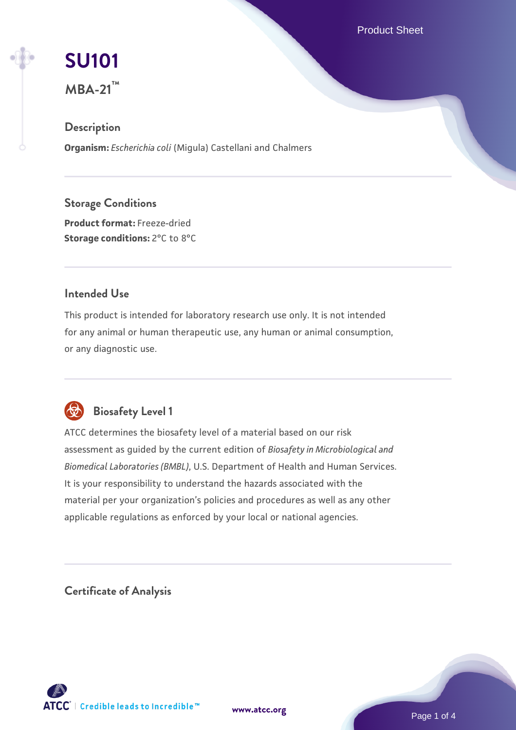# SU101

## MBA-21™

### Description

**Organism:** *Escherichia coli* (Migula) Castellani and Chalmers

### Storage Conditions

**Product format:** Freeze-dried
**Storage conditions:** 2°C to 8°C

### Intended Use

This product is intended for laboratory research use only. It is not intended for any animal or human therapeutic use, any human or animal consumption, or any diagnostic use.

### Biosafety Level 1

ATCC determines the biosafety level of a material based on our risk assessment as guided by the current edition of *Biosafety in Microbiological and Biomedical Laboratories (BMBL)*, U.S. Department of Health and Human Services. It is your responsibility to understand the hazards associated with the material per your organization's policies and procedures as well as any other applicable regulations as enforced by your local or national agencies.

### Certificate of Analysis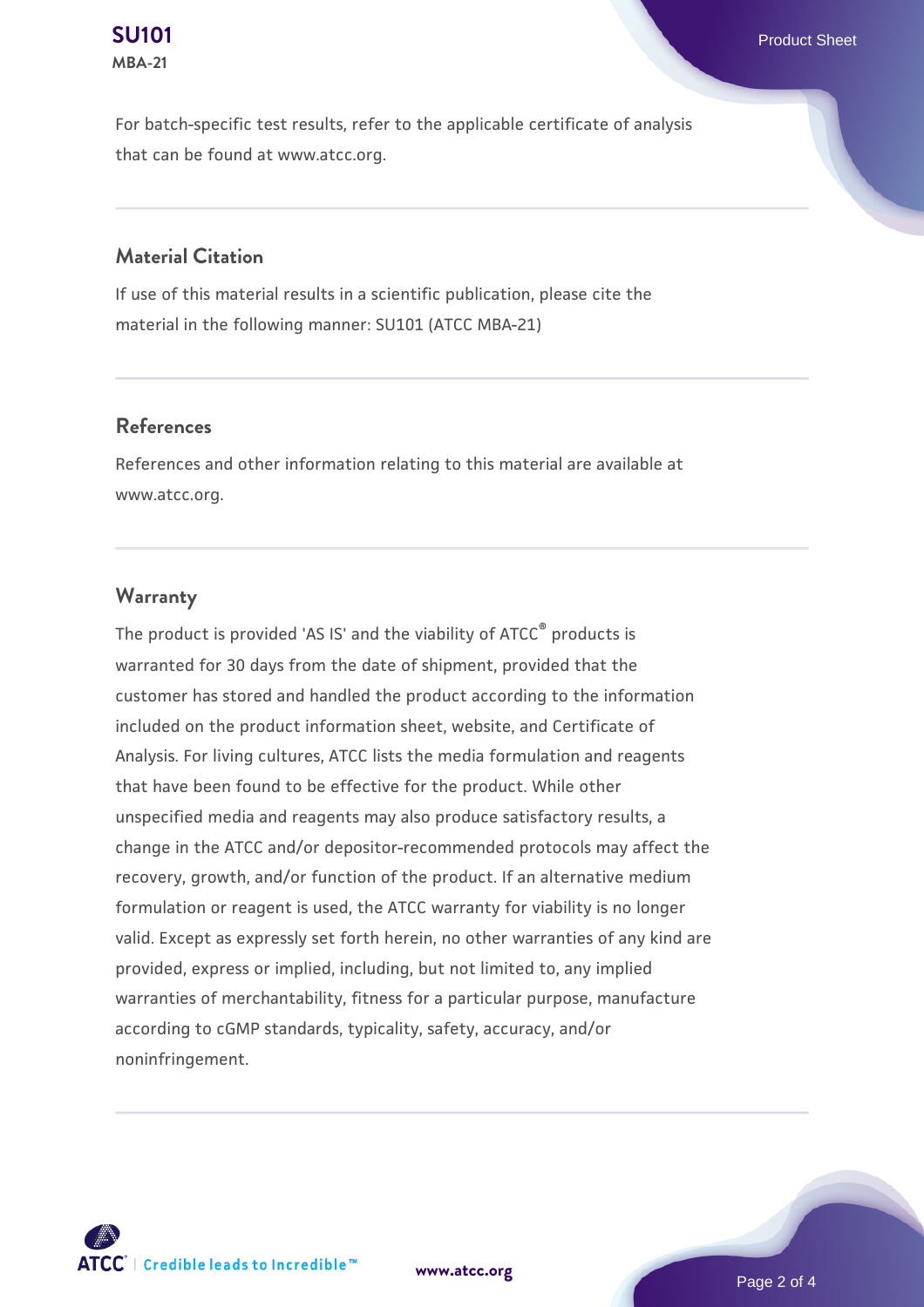For batch-specific test results, refer to the applicable certificate of analysis that can be found at www.atcc.org.

## Material Citation

If use of this material results in a scientific publication, please cite the material in the following manner: SU101 (ATCC MBA-21)

## References

References and other information relating to this material are available at www.atcc.org.

## Warranty

The product is provided 'AS IS' and the viability of ATCC® products is warranted for 30 days from the date of shipment, provided that the customer has stored and handled the product according to the information included on the product information sheet, website, and Certificate of Analysis. For living cultures, ATCC lists the media formulation and reagents that have been found to be effective for the product. While other unspecified media and reagents may also produce satisfactory results, a change in the ATCC and/or depositor-recommended protocols may affect the recovery, growth, and/or function of the product. If an alternative medium formulation or reagent is used, the ATCC warranty for viability is no longer valid. Except as expressly set forth herein, no other warranties of any kind are provided, express or implied, including, but not limited to, any implied warranties of merchantability, fitness for a particular purpose, manufacture according to cGMP standards, typicality, safety, accuracy, and/or noninfringement.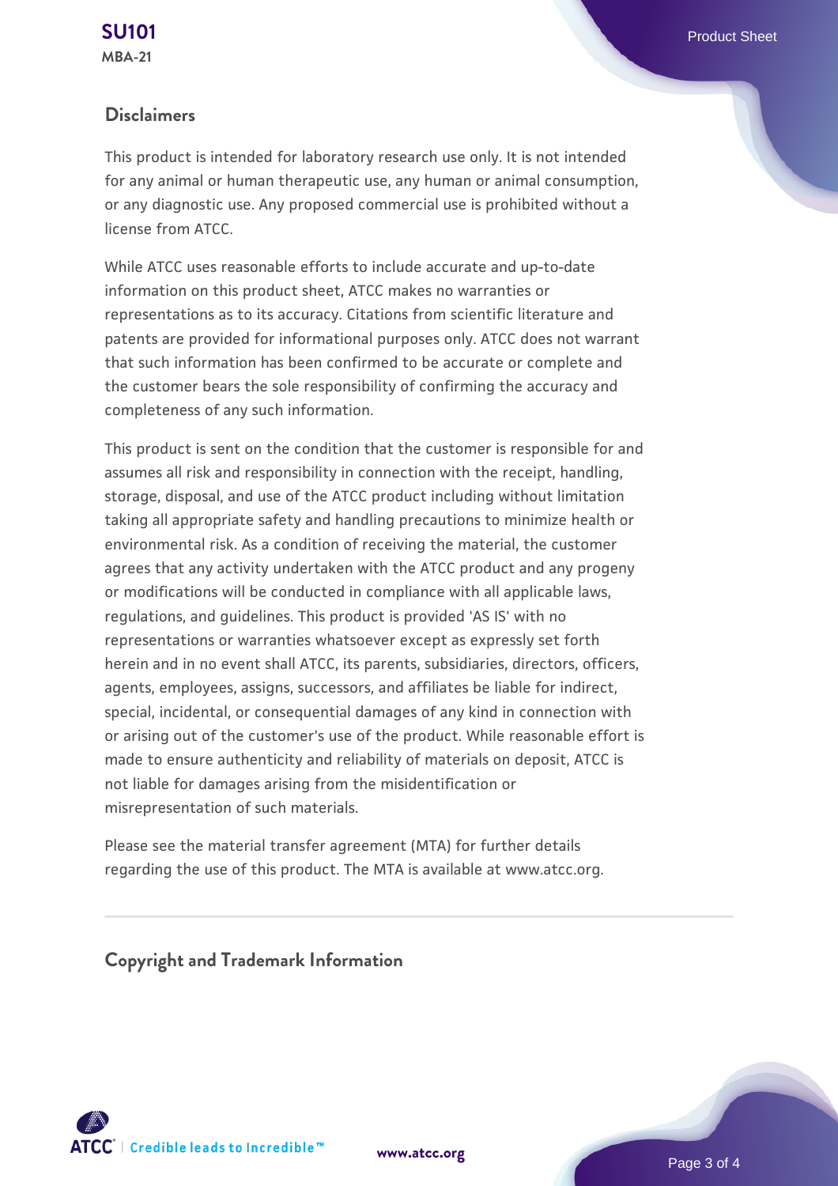## Disclaimers

This product is intended for laboratory research use only. It is not intended for any animal or human therapeutic use, any human or animal consumption, or any diagnostic use. Any proposed commercial use is prohibited without a license from ATCC.

While ATCC uses reasonable efforts to include accurate and up-to-date information on this product sheet, ATCC makes no warranties or representations as to its accuracy. Citations from scientific literature and patents are provided for informational purposes only. ATCC does not warrant that such information has been confirmed to be accurate or complete and the customer bears the sole responsibility of confirming the accuracy and completeness of any such information.

This product is sent on the condition that the customer is responsible for and assumes all risk and responsibility in connection with the receipt, handling, storage, disposal, and use of the ATCC product including without limitation taking all appropriate safety and handling precautions to minimize health or environmental risk. As a condition of receiving the material, the customer agrees that any activity undertaken with the ATCC product and any progeny or modifications will be conducted in compliance with all applicable laws, regulations, and guidelines. This product is provided 'AS IS' with no representations or warranties whatsoever except as expressly set forth herein and in no event shall ATCC, its parents, subsidiaries, directors, officers, agents, employees, assigns, successors, and affiliates be liable for indirect, special, incidental, or consequential damages of any kind in connection with or arising out of the customer's use of the product. While reasonable effort is made to ensure authenticity and reliability of materials on deposit, ATCC is not liable for damages arising from the misidentification or misrepresentation of such materials.

Please see the material transfer agreement (MTA) for further details regarding the use of this product. The MTA is available at www.atcc.org.

## Copyright and Trademark Information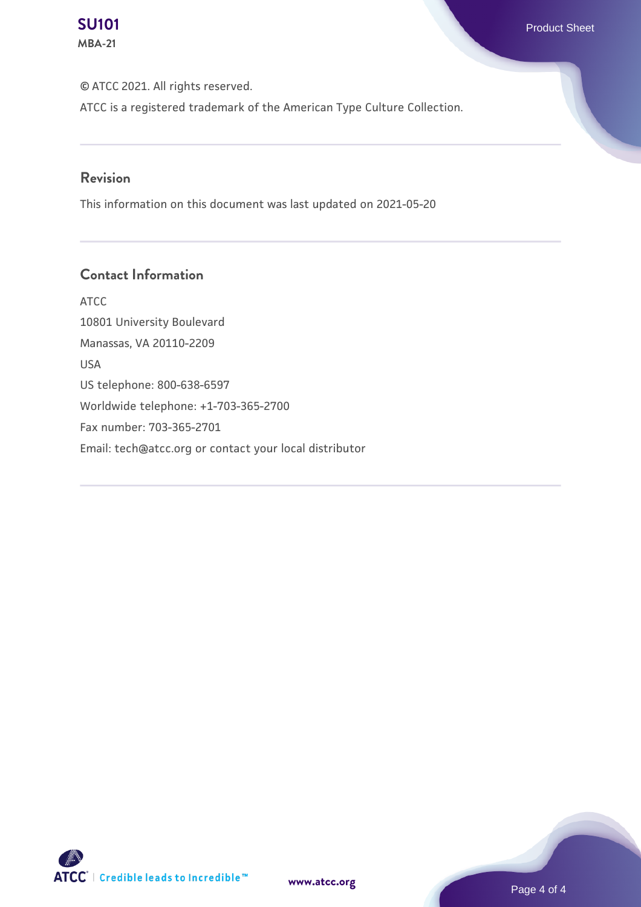© ATCC 2021. All rights reserved.

ATCC is a registered trademark of the American Type Culture Collection.

## Revision

This information on this document was last updated on 2021-05-20

## Contact Information

ATCC
10801 University Boulevard
Manassas, VA 20110-2209
USA
US telephone: 800-638-6597
Worldwide telephone: +1-703-365-2700
Fax number: 703-365-2701
Email: tech@atcc.org or contact your local distributor